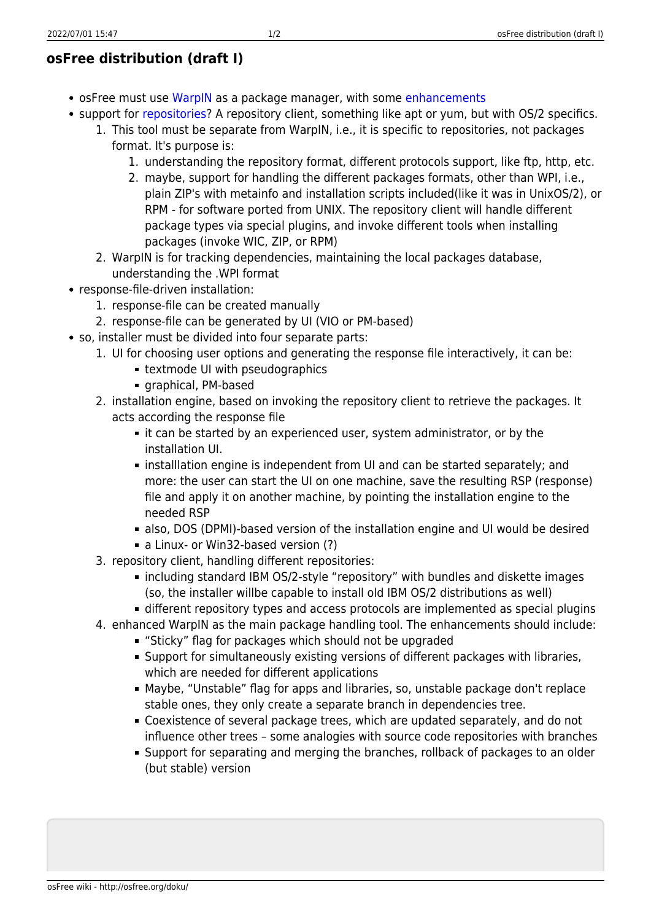## osFree distribution (draft I)

- osFree must use WarpIN as a package manager, with some enhancements
- support for repositories? A repository client, something like apt or yum, but with OS/2 specifics.
  1. This tool must be separate from WarpIN, i.e., it is specific to repositories, not packages format. It's purpose is:
     1. understanding the repository format, different protocols support, like ftp, http, etc.
     2. maybe, support for handling the different packages formats, other than WPI, i.e., plain ZIP's with metainfo and installation scripts included(like it was in UnixOS/2), or RPM - for software ported from UNIX. The repository client will handle different package types via special plugins, and invoke different tools when installing packages (invoke WIC, ZIP, or RPM)
  2. WarpIN is for tracking dependencies, maintaining the local packages database, understanding the .WPI format
- response-file-driven installation:
  1. response-file can be created manually
  2. response-file can be generated by UI (VIO or PM-based)
- so, installer must be divided into four separate parts:
  1. UI for choosing user options and generating the response file interactively, it can be:
     - textmode UI with pseudographics
     - graphical, PM-based
  2. installation engine, based on invoking the repository client to retrieve the packages. It acts according the response file
     - it can be started by an experienced user, system administrator, or by the installation UI.
     - installlation engine is independent from UI and can be started separately; and more: the user can start the UI on one machine, save the resulting RSP (response) file and apply it on another machine, by pointing the installation engine to the needed RSP
     - also, DOS (DPMI)-based version of the installation engine and UI would be desired
     - a Linux- or Win32-based version (?)
  3. repository client, handling different repositories:
     - including standard IBM OS/2-style “repository” with bundles and diskette images (so, the installer willbe capable to install old IBM OS/2 distributions as well)
     - different repository types and access protocols are implemented as special plugins
  4. enhanced WarpIN as the main package handling tool. The enhancements should include:
     - “Sticky” flag for packages which should not be upgraded
     - Support for simultaneously existing versions of different packages with libraries, which are needed for different applications
     - Maybe, “Unstable” flag for apps and libraries, so, unstable package don't replace stable ones, they only create a separate branch in dependencies tree.
     - Coexistence of several package trees, which are updated separately, and do not influence other trees – some analogies with source code repositories with branches
     - Support for separating and merging the branches, rollback of packages to an older (but stable) version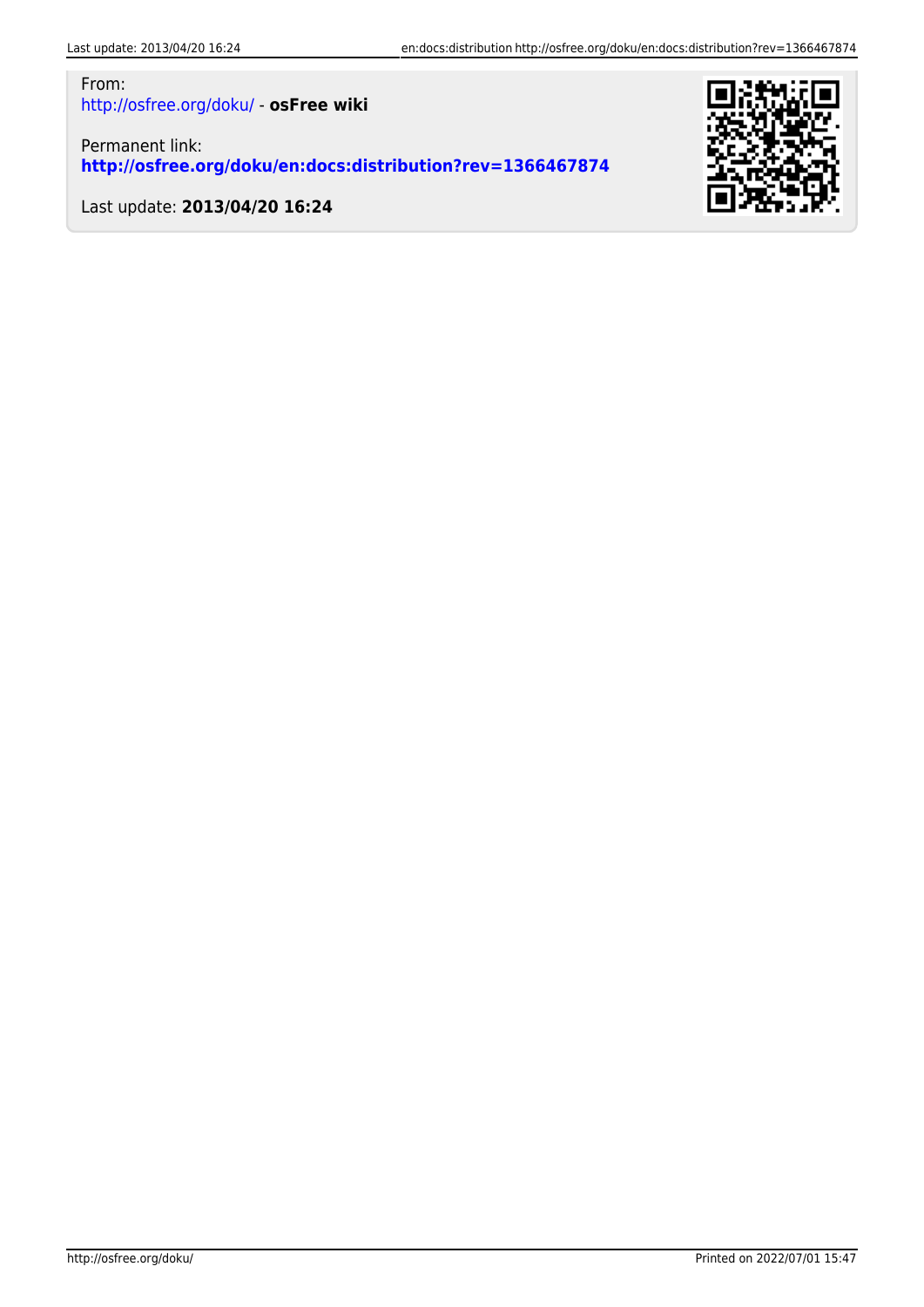From:
http://osfree.org/doku/ - **osFree wiki**

Permanent link:
**http://osfree.org/doku/en:docs:distribution?rev=1366467874**

Last update: **2013/04/20 16:24**